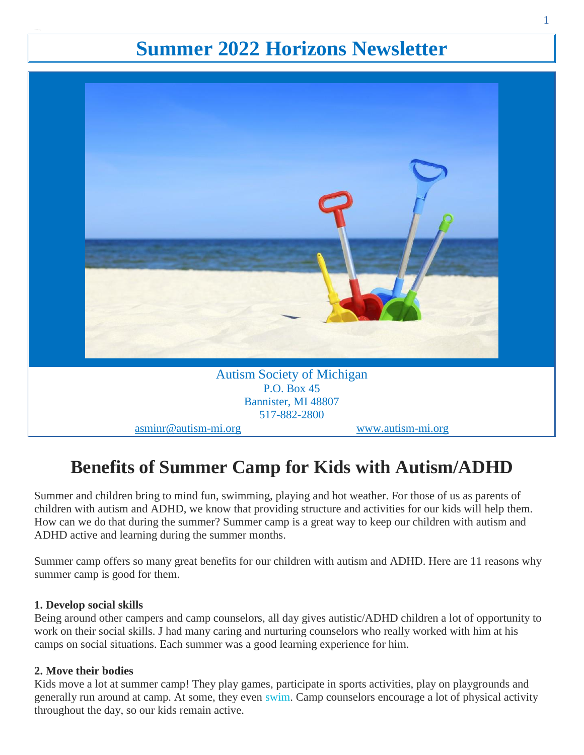# Summer 2022 Horizons Newsletter

Autism Society of Michigan
P.O. Box 45
Bannister, MI 48807
517-882-2800

asminr@autism-mi.org www.autism-mi.org

## Benefits of Summer Camp for Kids with Autism/ADHD

Summer and children bring to mind fun, swimming, playing and hot weather. For those of us as parents of children with autism and ADHD, we know that providing structure and activities for our kids will help them. How can we do that during the summer? Summer camp is a great way to keep our children with autism and ADHD active and learning during the summer months.

Summer camp offers so many great benefits for our children with autism and ADHD. Here are 11 reasons why summer camp is good for them.

**1. Develop social skills**
Being around other campers and camp counselors, all day gives autistic/ADHD children a lot of opportunity to work on their social skills. J had many caring and nurturing counselors who really worked with him at his camps on social situations. Each summer was a good learning experience for him.

**2. Move their bodies**
Kids move a lot at summer camp! They play games, participate in sports activities, play on playgrounds and generally run around at camp. At some, they even swim. Camp counselors encourage a lot of physical activity throughout the day, so our kids remain active.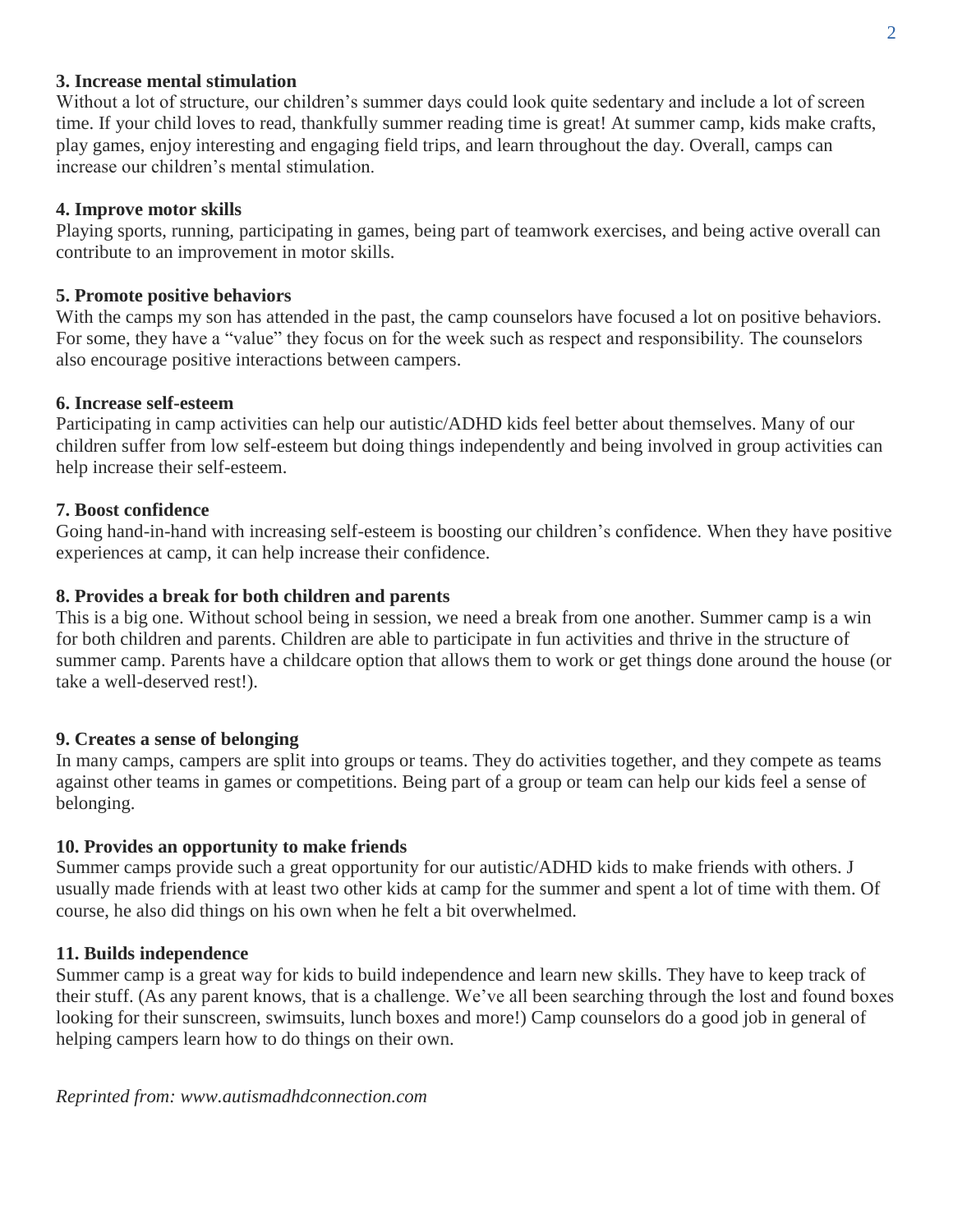**3. Increase mental stimulation**

Without a lot of structure, our children's summer days could look quite sedentary and include a lot of screen time. If your child loves to read, thankfully summer reading time is great! At summer camp, kids make crafts, play games, enjoy interesting and engaging field trips, and learn throughout the day. Overall, camps can increase our children's mental stimulation.

**4. Improve motor skills**

Playing sports, running, participating in games, being part of teamwork exercises, and being active overall can contribute to an improvement in motor skills.

**5. Promote positive behaviors**

With the camps my son has attended in the past, the camp counselors have focused a lot on positive behaviors. For some, they have a "value" they focus on for the week such as respect and responsibility. The counselors also encourage positive interactions between campers.

**6. Increase self-esteem**

Participating in camp activities can help our autistic/ADHD kids feel better about themselves. Many of our children suffer from low self-esteem but doing things independently and being involved in group activities can help increase their self-esteem.

**7. Boost confidence**

Going hand-in-hand with increasing self-esteem is boosting our children's confidence. When they have positive experiences at camp, it can help increase their confidence.

**8. Provides a break for both children and parents**

This is a big one. Without school being in session, we need a break from one another. Summer camp is a win for both children and parents. Children are able to participate in fun activities and thrive in the structure of summer camp. Parents have a childcare option that allows them to work or get things done around the house (or take a well-deserved rest!).

**9. Creates a sense of belonging**

In many camps, campers are split into groups or teams. They do activities together, and they compete as teams against other teams in games or competitions. Being part of a group or team can help our kids feel a sense of belonging.

**10. Provides an opportunity to make friends**

Summer camps provide such a great opportunity for our autistic/ADHD kids to make friends with others. J usually made friends with at least two other kids at camp for the summer and spent a lot of time with them. Of course, he also did things on his own when he felt a bit overwhelmed.

**11. Builds independence**

Summer camp is a great way for kids to build independence and learn new skills. They have to keep track of their stuff. (As any parent knows, that is a challenge. We've all been searching through the lost and found boxes looking for their sunscreen, swimsuits, lunch boxes and more!) Camp counselors do a good job in general of helping campers learn how to do things on their own.

*Reprinted from: www.autismadhdconnection.com*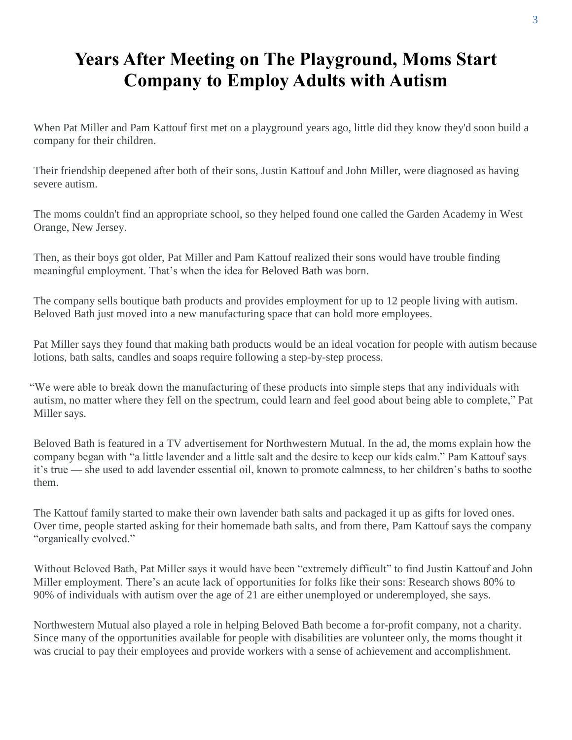# Years After Meeting on The Playground, Moms Start Company to Employ Adults with Autism

When Pat Miller and Pam Kattouf first met on a playground years ago, little did they know they'd soon build a company for their children.

Their friendship deepened after both of their sons, Justin Kattouf and John Miller, were diagnosed as having severe autism.

The moms couldn't find an appropriate school, so they helped found one called the Garden Academy in West Orange, New Jersey.

Then, as their boys got older, Pat Miller and Pam Kattouf realized their sons would have trouble finding meaningful employment. That's when the idea for Beloved Bath was born.

The company sells boutique bath products and provides employment for up to 12 people living with autism. Beloved Bath just moved into a new manufacturing space that can hold more employees.

Pat Miller says they found that making bath products would be an ideal vocation for people with autism because lotions, bath salts, candles and soaps require following a step-by-step process.

"We were able to break down the manufacturing of these products into simple steps that any individuals with autism, no matter where they fell on the spectrum, could learn and feel good about being able to complete," Pat Miller says.

Beloved Bath is featured in a TV advertisement for Northwestern Mutual. In the ad, the moms explain how the company began with "a little lavender and a little salt and the desire to keep our kids calm." Pam Kattouf says it's true — she used to add lavender essential oil, known to promote calmness, to her children's baths to soothe them.

The Kattouf family started to make their own lavender bath salts and packaged it up as gifts for loved ones. Over time, people started asking for their homemade bath salts, and from there, Pam Kattouf says the company "organically evolved."

Without Beloved Bath, Pat Miller says it would have been "extremely difficult" to find Justin Kattouf and John Miller employment. There's an acute lack of opportunities for folks like their sons: Research shows 80% to 90% of individuals with autism over the age of 21 are either unemployed or underemployed, she says.

Northwestern Mutual also played a role in helping Beloved Bath become a for-profit company, not a charity. Since many of the opportunities available for people with disabilities are volunteer only, the moms thought it was crucial to pay their employees and provide workers with a sense of achievement and accomplishment.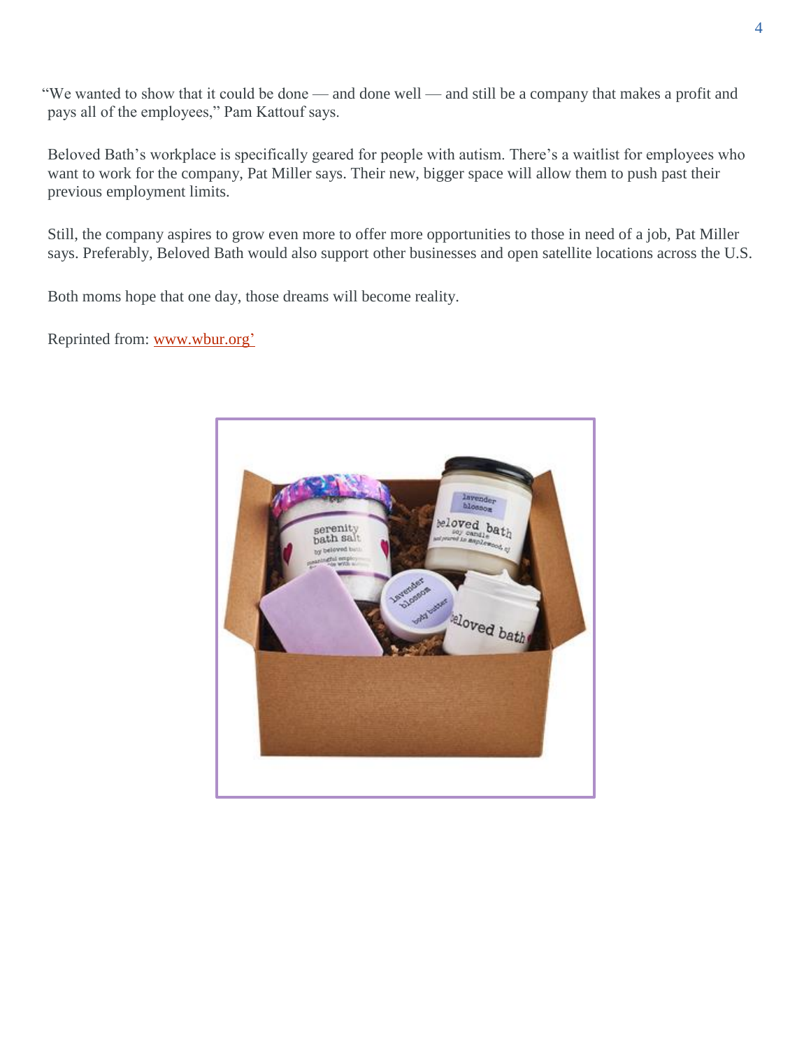"We wanted to show that it could be done — and done well — and still be a company that makes a profit and pays all of the employees," Pam Kattouf says.

Beloved Bath's workplace is specifically geared for people with autism. There's a waitlist for employees who want to work for the company, Pat Miller says. Their new, bigger space will allow them to push past their previous employment limits.

Still, the company aspires to grow even more to offer more opportunities to those in need of a job, Pat Miller says. Preferably, Beloved Bath would also support other businesses and open satellite locations across the U.S.

Both moms hope that one day, those dreams will become reality.

Reprinted from: www.wbur.org'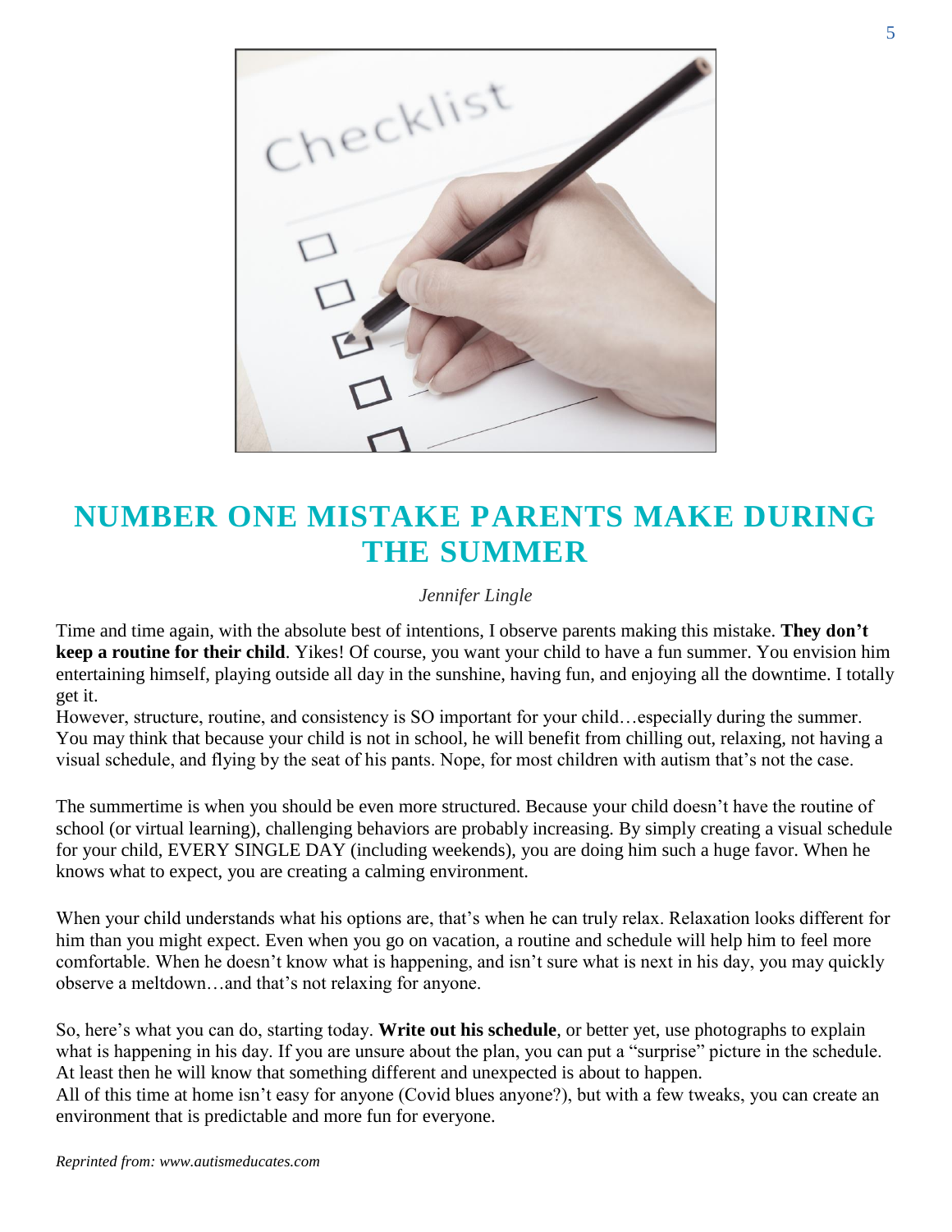# NUMBER ONE MISTAKE PARENTS MAKE DURING THE SUMMER

*Jennifer Lingle*

Time and time again, with the absolute best of intentions, I observe parents making this mistake. **They don't keep a routine for their child**. Yikes! Of course, you want your child to have a fun summer. You envision him entertaining himself, playing outside all day in the sunshine, having fun, and enjoying all the downtime. I totally get it.

However, structure, routine, and consistency is SO important for your child…especially during the summer. You may think that because your child is not in school, he will benefit from chilling out, relaxing, not having a visual schedule, and flying by the seat of his pants. Nope, for most children with autism that's not the case.

The summertime is when you should be even more structured. Because your child doesn't have the routine of school (or virtual learning), challenging behaviors are probably increasing. By simply creating a visual schedule for your child, EVERY SINGLE DAY (including weekends), you are doing him such a huge favor. When he knows what to expect, you are creating a calming environment.

When your child understands what his options are, that's when he can truly relax. Relaxation looks different for him than you might expect. Even when you go on vacation, a routine and schedule will help him to feel more comfortable. When he doesn't know what is happening, and isn't sure what is next in his day, you may quickly observe a meltdown…and that's not relaxing for anyone.

So, here's what you can do, starting today. **Write out his schedule**, or better yet, use photographs to explain what is happening in his day. If you are unsure about the plan, you can put a "surprise" picture in the schedule. At least then he will know that something different and unexpected is about to happen.

All of this time at home isn't easy for anyone (Covid blues anyone?), but with a few tweaks, you can create an environment that is predictable and more fun for everyone.

*Reprinted from: www.autismeducates.com*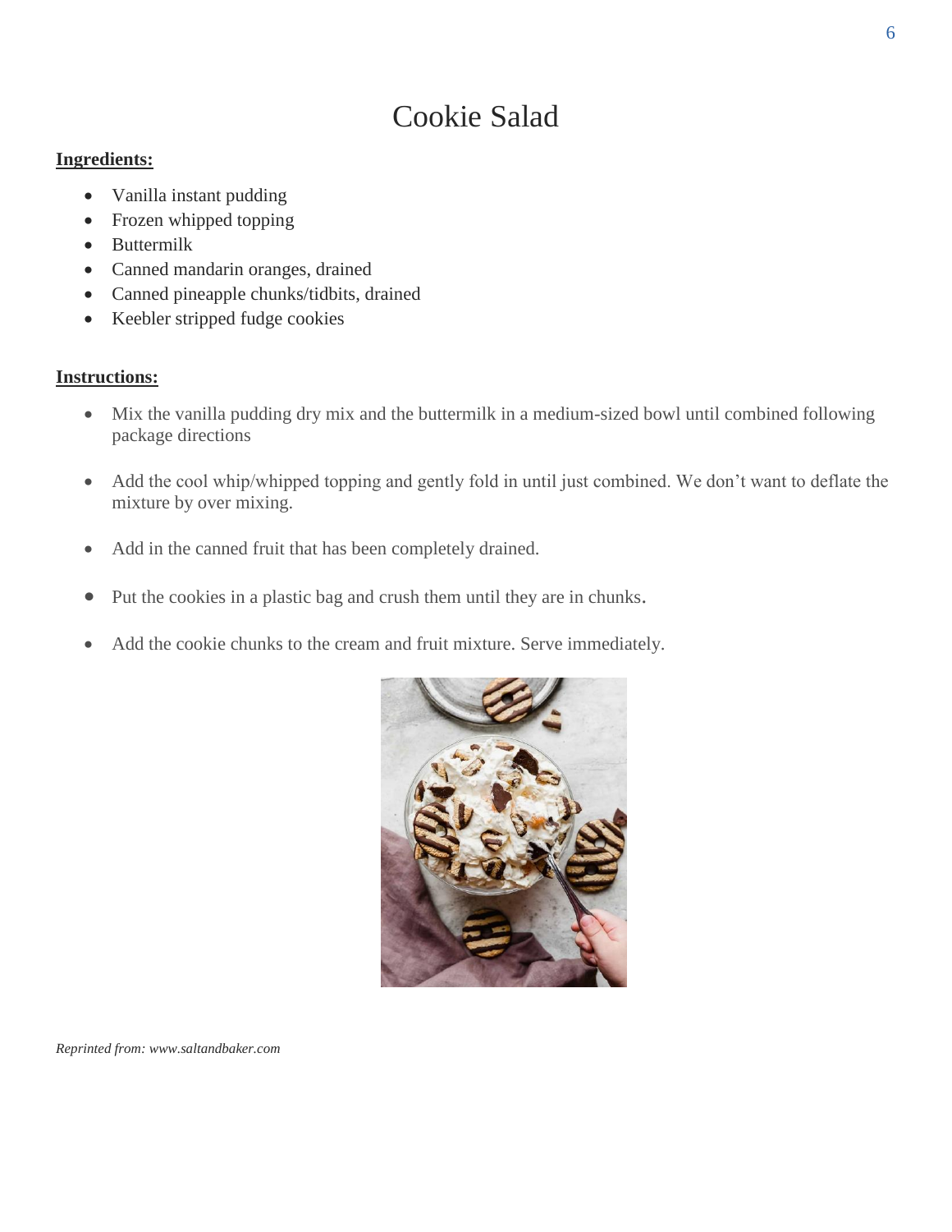# Cookie Salad

**Ingredients:**

- Vanilla instant pudding
- Frozen whipped topping
- Buttermilk
- Canned mandarin oranges, drained
- Canned pineapple chunks/tidbits, drained
- Keebler stripped fudge cookies

**Instructions:**

- Mix the vanilla pudding dry mix and the buttermilk in a medium-sized bowl until combined following package directions
- Add the cool whip/whipped topping and gently fold in until just combined. We don't want to deflate the mixture by over mixing.
- Add in the canned fruit that has been completely drained.
- Put the cookies in a plastic bag and crush them until they are in chunks.
- Add the cookie chunks to the cream and fruit mixture. Serve immediately.

*Reprinted from: www.saltandbaker.com*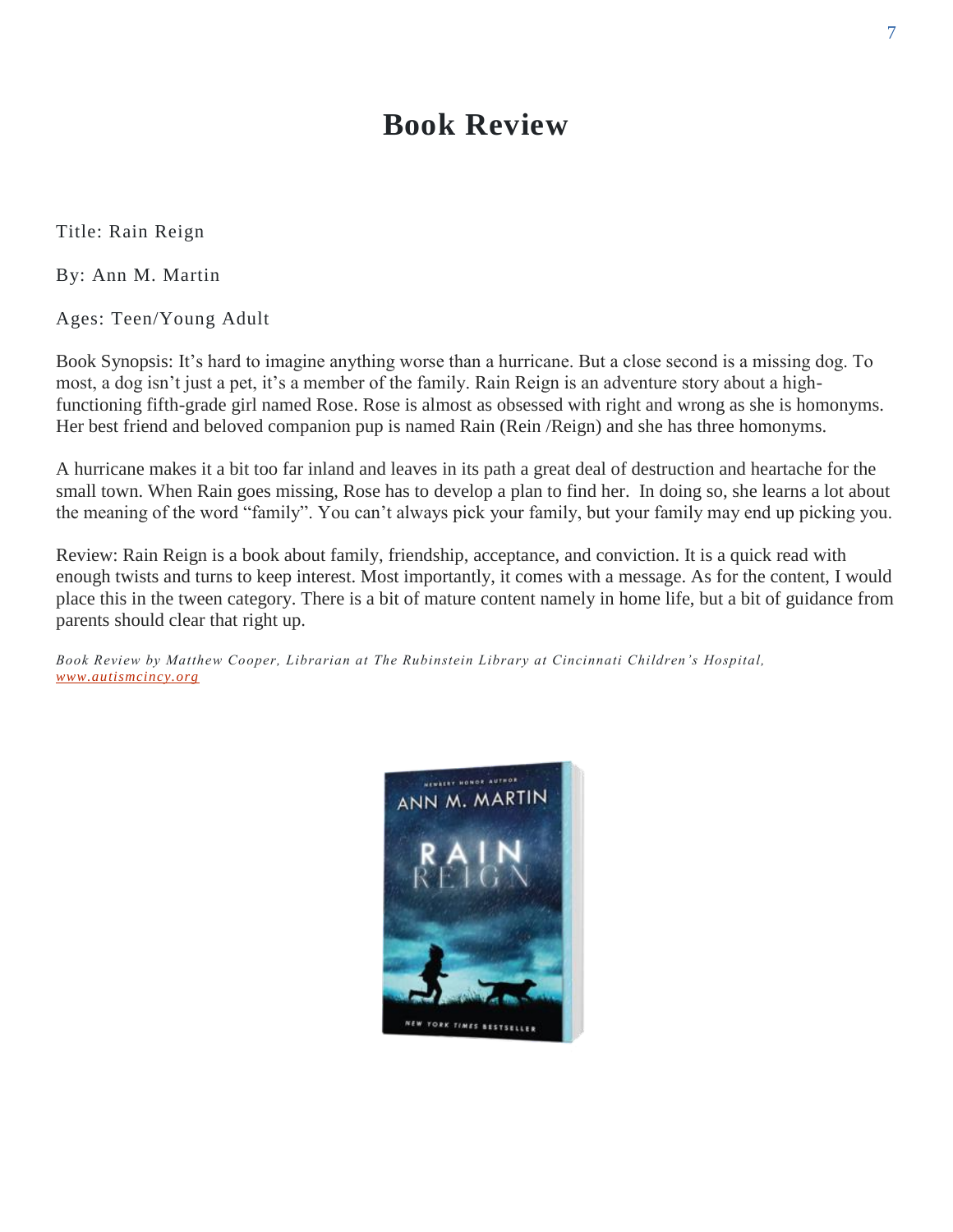# Book Review

Title: Rain Reign

By: Ann M. Martin

Ages: Teen/Young Adult

Book Synopsis: It's hard to imagine anything worse than a hurricane. But a close second is a missing dog. To most, a dog isn't just a pet, it's a member of the family. Rain Reign is an adventure story about a high-functioning fifth-grade girl named Rose. Rose is almost as obsessed with right and wrong as she is homonyms. Her best friend and beloved companion pup is named Rain (Rein /Reign) and she has three homonyms.

A hurricane makes it a bit too far inland and leaves in its path a great deal of destruction and heartache for the small town. When Rain goes missing, Rose has to develop a plan to find her. In doing so, she learns a lot about the meaning of the word "family". You can't always pick your family, but your family may end up picking you.

Review: Rain Reign is a book about family, friendship, acceptance, and conviction. It is a quick read with enough twists and turns to keep interest. Most importantly, it comes with a message. As for the content, I would place this in the tween category. There is a bit of mature content namely in home life, but a bit of guidance from parents should clear that right up.

*Book Review by Matthew Cooper, Librarian at The Rubinstein Library at Cincinnati Children's Hospital, [www.autismcincy.org](www.autismcincy.org)*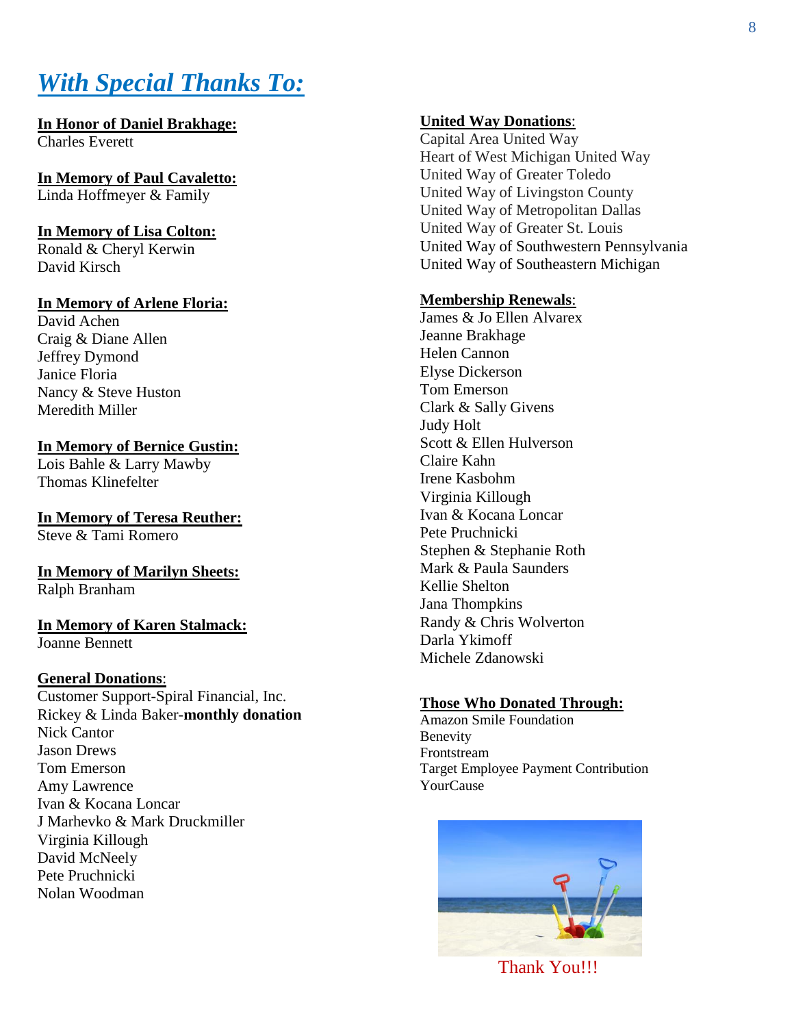# *With Special Thanks To:*

**In Honor of Daniel Brakhage:**
Charles Everett

**In Memory of Paul Cavaletto:**
Linda Hoffmeyer & Family

**In Memory of Lisa Colton:**
Ronald & Cheryl Kerwin
David Kirsch

**In Memory of Arlene Floria:**
David Achen
Craig & Diane Allen
Jeffrey Dymond
Janice Floria
Nancy & Steve Huston
Meredith Miller

**In Memory of Bernice Gustin:**
Lois Bahle & Larry Mawby
Thomas Klinefelter

**In Memory of Teresa Reuther:**
Steve & Tami Romero

**In Memory of Marilyn Sheets:**
Ralph Branham

**In Memory of Karen Stalmack:**
Joanne Bennett

**General Donations**:
Customer Support-Spiral Financial, Inc.
Rickey & Linda Baker-**monthly donation**
Nick Cantor
Jason Drews
Tom Emerson
Amy Lawrence
Ivan & Kocana Loncar
J Marhevko & Mark Druckmiller
Virginia Killough
David McNeely
Pete Pruchnicki
Nolan Woodman

**United Way Donations**:
Capital Area United Way
Heart of West Michigan United Way
United Way of Greater Toledo
United Way of Livingston County
United Way of Metropolitan Dallas
United Way of Greater St. Louis
United Way of Southwestern Pennsylvania
United Way of Southeastern Michigan

**Membership Renewals**:
James & Jo Ellen Alvarex
Jeanne Brakhage
Helen Cannon
Elyse Dickerson
Tom Emerson
Clark & Sally Givens
Judy Holt
Scott & Ellen Hulverson
Claire Kahn
Irene Kasbohm
Virginia Killough
Ivan & Kocana Loncar
Pete Pruchnicki
Stephen & Stephanie Roth
Mark & Paula Saunders
Kellie Shelton
Jana Thompkins
Randy & Chris Wolverton
Darla Ykimoff
Michele Zdanowski

**Those Who Donated Through:**
Amazon Smile Foundation
Benevity
Frontstream
Target Employee Payment Contribution
YourCause

Thank You!!!